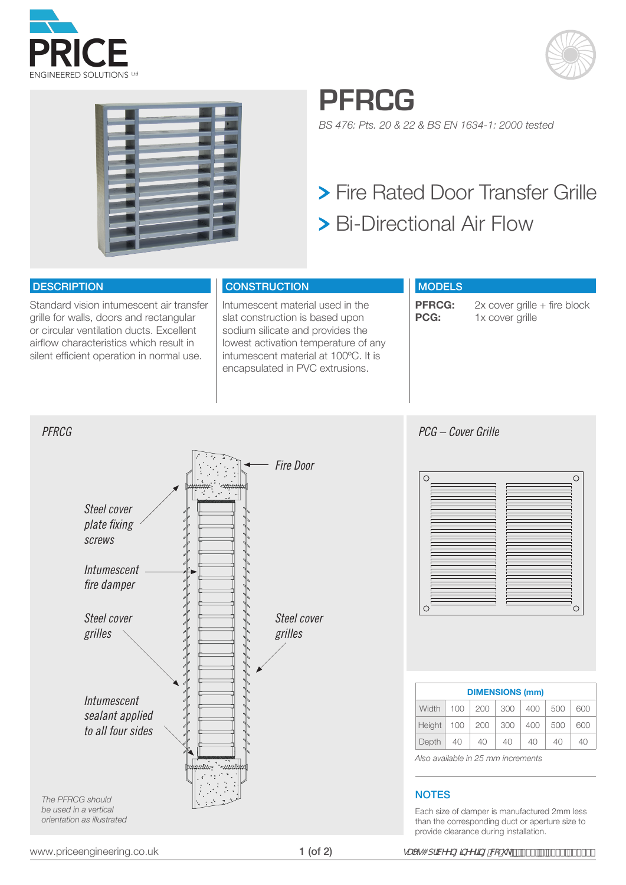PRICE

ENGINEERED SOLUTIONS Ltd

# PFRCG

*BS 476: Pts. 20 & 22 & BS EN 1634-1: 2000 tested*

> Fire Rated Door Transfer Grille

> Bi-Directional Air Flow

## DESCRIPTION

Standard vision intumescent air transfer grille for walls, doors and rectangular or circular ventilation ducts. Excellent airflow characteristics which result in silent efficient operation in normal use.

## CONSTRUCTION

Intumescent material used in the slat construction is based upon sodium silicate and provides the lowest activation temperature of any intumescent material at 100ºC. It is encapsulated in PVC extrusions.

## MODELS

**PFRCG:** 2x cover grille + fire block

**PCG:** 1x cover grille

*PFRCG*

*Fire Door*

*Steel cover plate fixing screws*

*Intumescent fire damper*

*Steel cover grilles*

*Steel cover grilles*

*Intumescent sealant applied to all four sides*

*The PFRCG should be used in a vertical orientation as illustrated*

*PCG – Cover Grille*

| DIMENSIONS (mm) | | | | | | |
|---|---|---|---|---|---|---|
| Width | 100 | 200 | 300 | 400 | 500 | 600 |
| Height | 100 | 200 | 300 | 400 | 500 | 600 |
| Depth | 40 | 40 | 40 | 40 | 40 | 40 |

*Also available in 25 mm increments*

## NOTES

Each size of damper is manufactured 2mm less than the corresponding duct or aperture size to provide clearance during installation.

www.priceengineering.co.uk